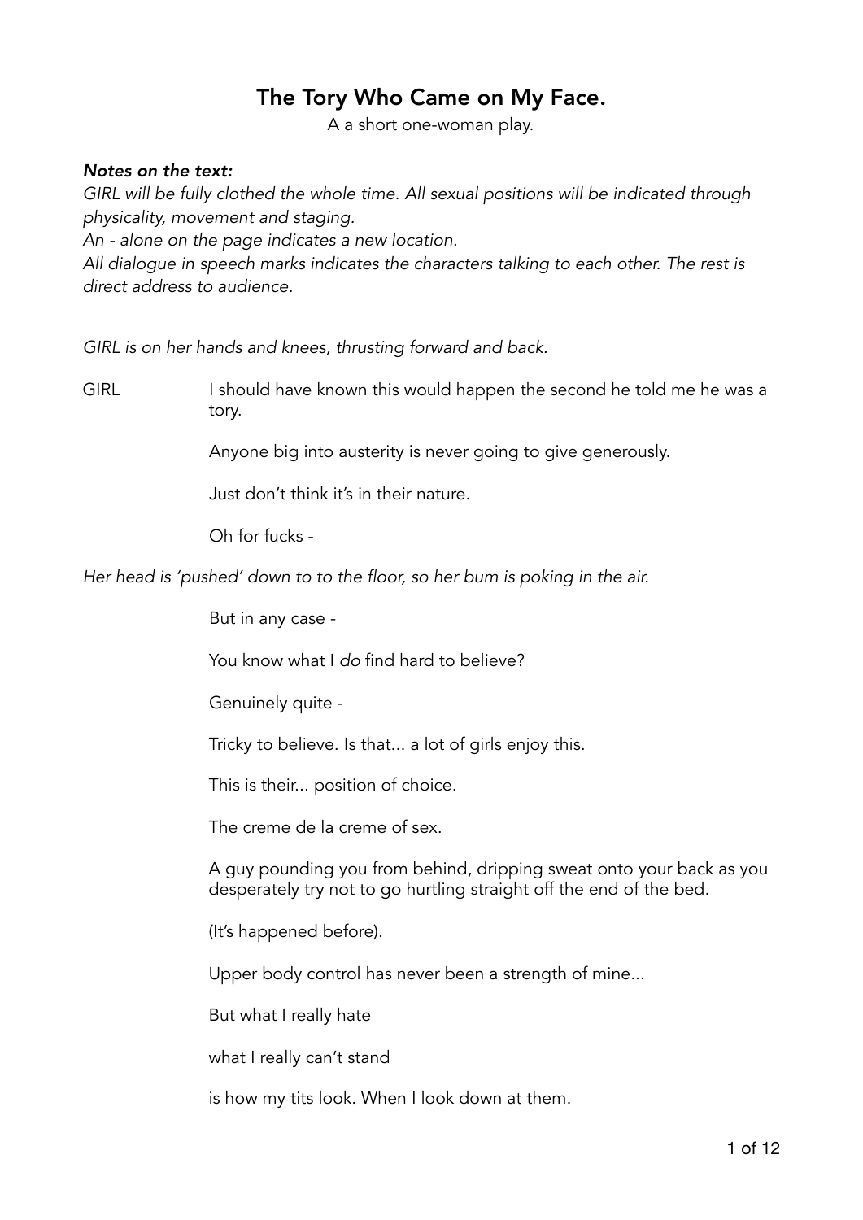# The Tory Who Came on My Face.

A a short one-woman play.

***Notes on the text:***

*GIRL will be fully clothed the whole time. All sexual positions will be indicated through physicality, movement and staging.*

*An - alone on the page indicates a new location.*

*All dialogue in speech marks indicates the characters talking to each other. The rest is direct address to audience.*

*GIRL is on her hands and knees, thrusting forward and back.*

GIRL — I should have known this would happen the second he told me he was a tory.

Anyone big into austerity is never going to give generously.

Just don't think it's in their nature.

Oh for fucks -

*Her head is 'pushed' down to to the floor, so her bum is poking in the air.*

But in any case -

You know what I *do* find hard to believe?

Genuinely quite -

Tricky to believe. Is that... a lot of girls enjoy this.

This is their... position of choice.

The creme de la creme of sex.

A guy pounding you from behind, dripping sweat onto your back as you desperately try not to go hurtling straight off the end of the bed.

(It's happened before).

Upper body control has never been a strength of mine...

But what I really hate

what I really can't stand

is how my tits look. When I look down at them.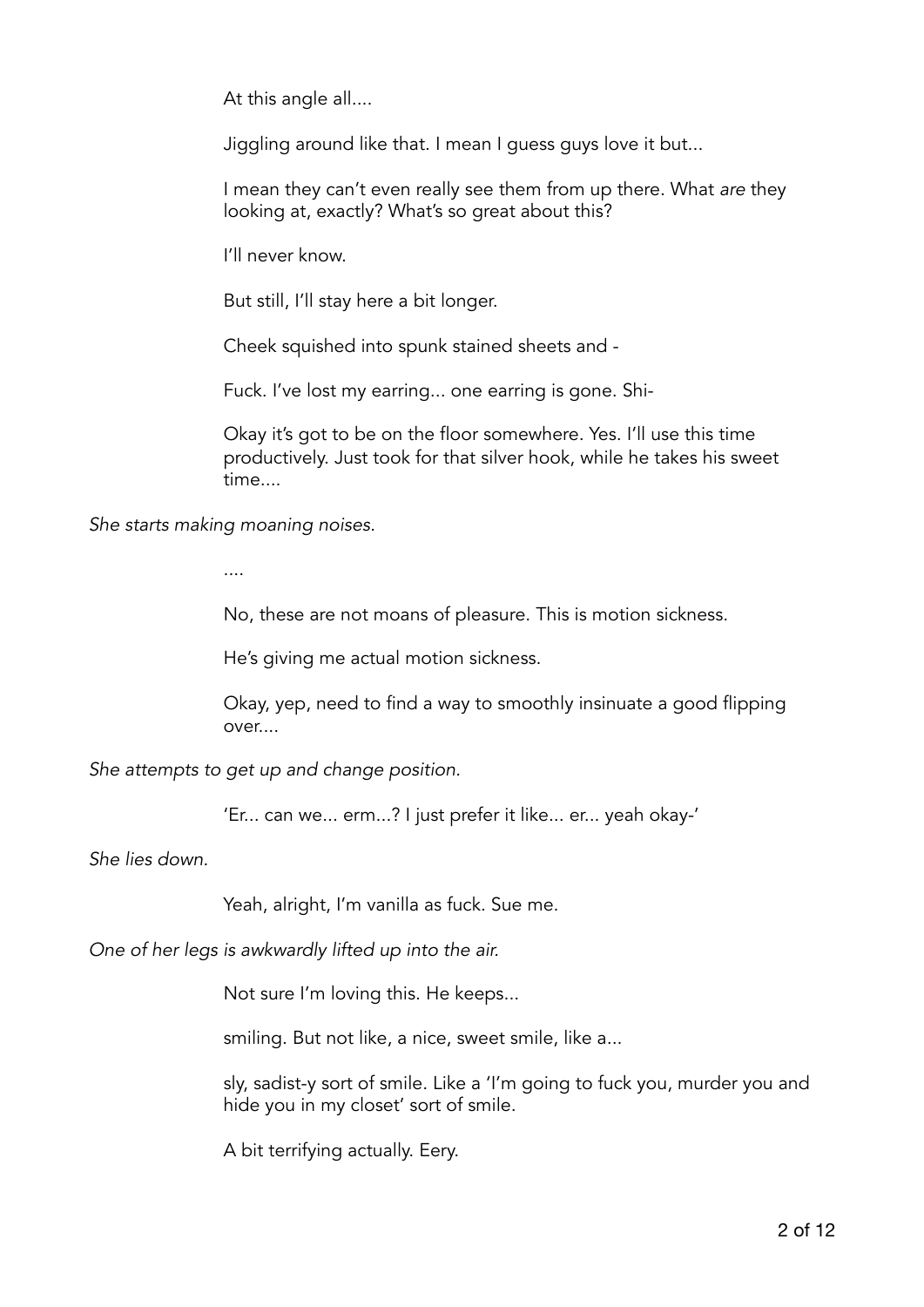At this angle all....

Jiggling around like that. I mean I guess guys love it but...

I mean they can't even really see them from up there. What *are* they looking at, exactly? What's so great about this?

I'll never know.

But still, I'll stay here a bit longer.

Cheek squished into spunk stained sheets and -

Fuck. I've lost my earring... one earring is gone. Shi-

Okay it's got to be on the floor somewhere. Yes. I'll use this time productively. Just took for that silver hook, while he takes his sweet time....

*She starts making moaning noises.*

....

No, these are not moans of pleasure. This is motion sickness.

He's giving me actual motion sickness.

Okay, yep, need to find a way to smoothly insinuate a good flipping over....

*She attempts to get up and change position.*

'Er... can we... erm...? I just prefer it like... er... yeah okay-'

*She lies down.*

Yeah, alright, I'm vanilla as fuck. Sue me.

*One of her legs is awkwardly lifted up into the air.*

Not sure I'm loving this. He keeps...

smiling. But not like, a nice, sweet smile, like a...

sly, sadist-y sort of smile. Like a 'I'm going to fuck you, murder you and hide you in my closet' sort of smile.

A bit terrifying actually. Eery.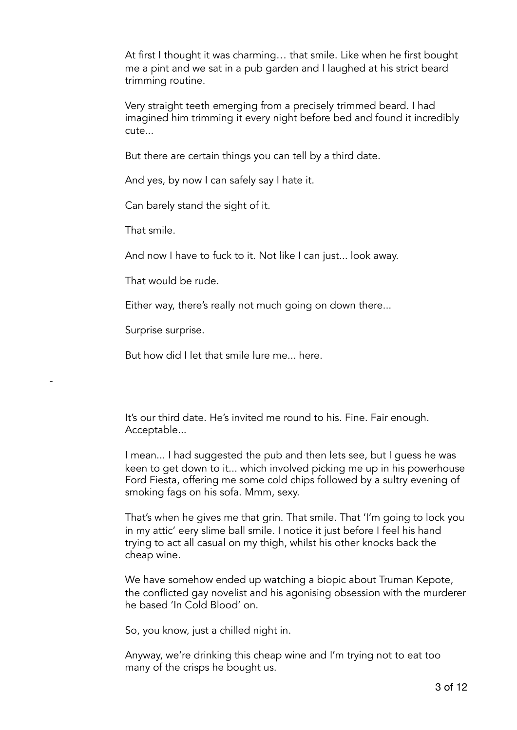At first I thought it was charming… that smile. Like when he first bought me a pint and we sat in a pub garden and I laughed at his strict beard trimming routine.

Very straight teeth emerging from a precisely trimmed beard. I had imagined him trimming it every night before bed and found it incredibly cute...

But there are certain things you can tell by a third date.

And yes, by now I can safely say I hate it.

Can barely stand the sight of it.

That smile.

And now I have to fuck to it. Not like I can just... look away.

That would be rude.

Either way, there's really not much going on down there...

Surprise surprise.

But how did I let that smile lure me... here.

-

It's our third date. He's invited me round to his. Fine. Fair enough. Acceptable...

I mean... I had suggested the pub and then lets see, but I guess he was keen to get down to it... which involved picking me up in his powerhouse Ford Fiesta, offering me some cold chips followed by a sultry evening of smoking fags on his sofa. Mmm, sexy.

That's when he gives me that grin. That smile. That 'I'm going to lock you in my attic' eery slime ball smile. I notice it just before I feel his hand trying to act all casual on my thigh, whilst his other knocks back the cheap wine.

We have somehow ended up watching a biopic about Truman Kepote, the conflicted gay novelist and his agonising obsession with the murderer he based 'In Cold Blood' on.

So, you know, just a chilled night in.

Anyway, we're drinking this cheap wine and I'm trying not to eat too many of the crisps he bought us.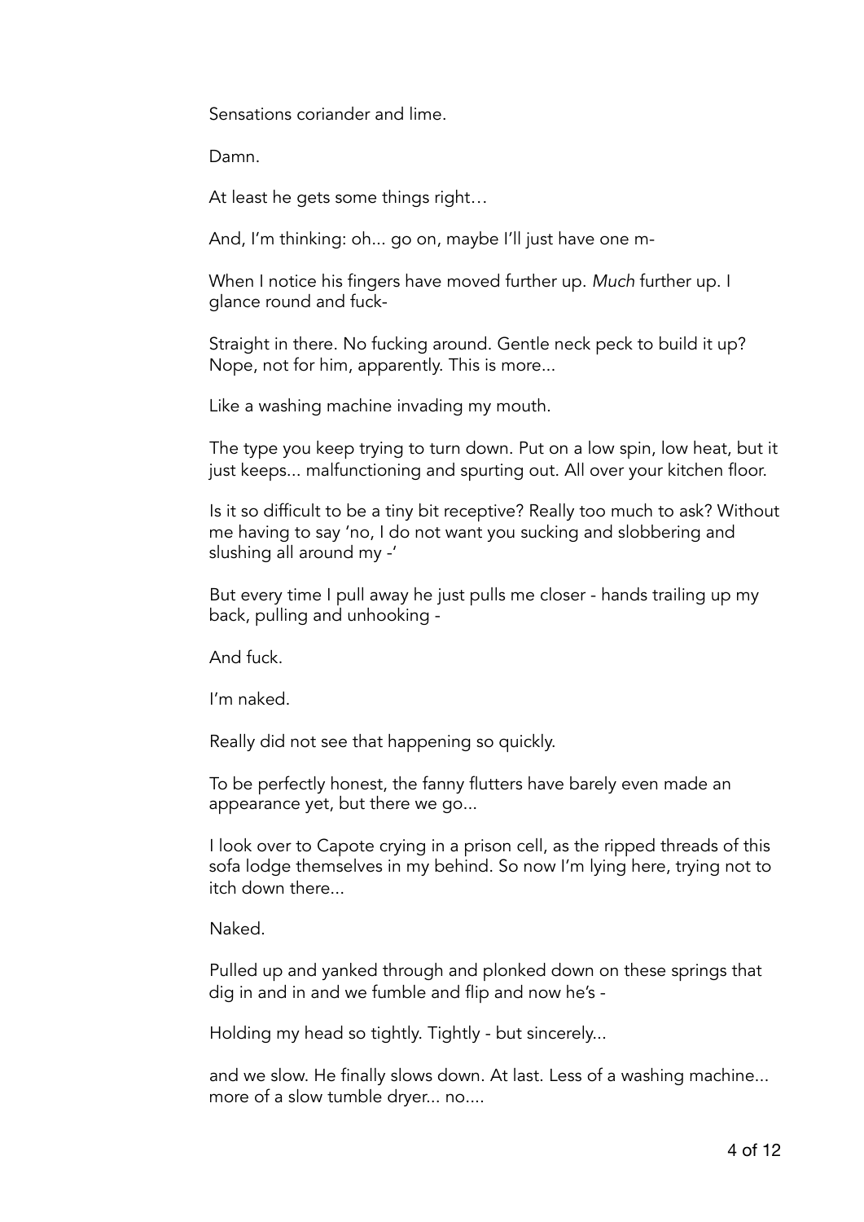Sensations coriander and lime.

Damn.

At least he gets some things right…

And, I'm thinking: oh... go on, maybe I'll just have one m-

When I notice his fingers have moved further up. *Much* further up. I glance round and fuck-

Straight in there. No fucking around. Gentle neck peck to build it up? Nope, not for him, apparently. This is more...

Like a washing machine invading my mouth.

The type you keep trying to turn down. Put on a low spin, low heat, but it just keeps... malfunctioning and spurting out. All over your kitchen floor.

Is it so difficult to be a tiny bit receptive? Really too much to ask? Without me having to say 'no, I do not want you sucking and slobbering and slushing all around my -'

But every time I pull away he just pulls me closer - hands trailing up my back, pulling and unhooking -

And fuck.

I'm naked.

Really did not see that happening so quickly.

To be perfectly honest, the fanny flutters have barely even made an appearance yet, but there we go...

I look over to Capote crying in a prison cell, as the ripped threads of this sofa lodge themselves in my behind. So now I'm lying here, trying not to itch down there...

Naked.

Pulled up and yanked through and plonked down on these springs that dig in and in and we fumble and flip and now he's -

Holding my head so tightly. Tightly - but sincerely...

and we slow. He finally slows down. At last. Less of a washing machine... more of a slow tumble dryer... no....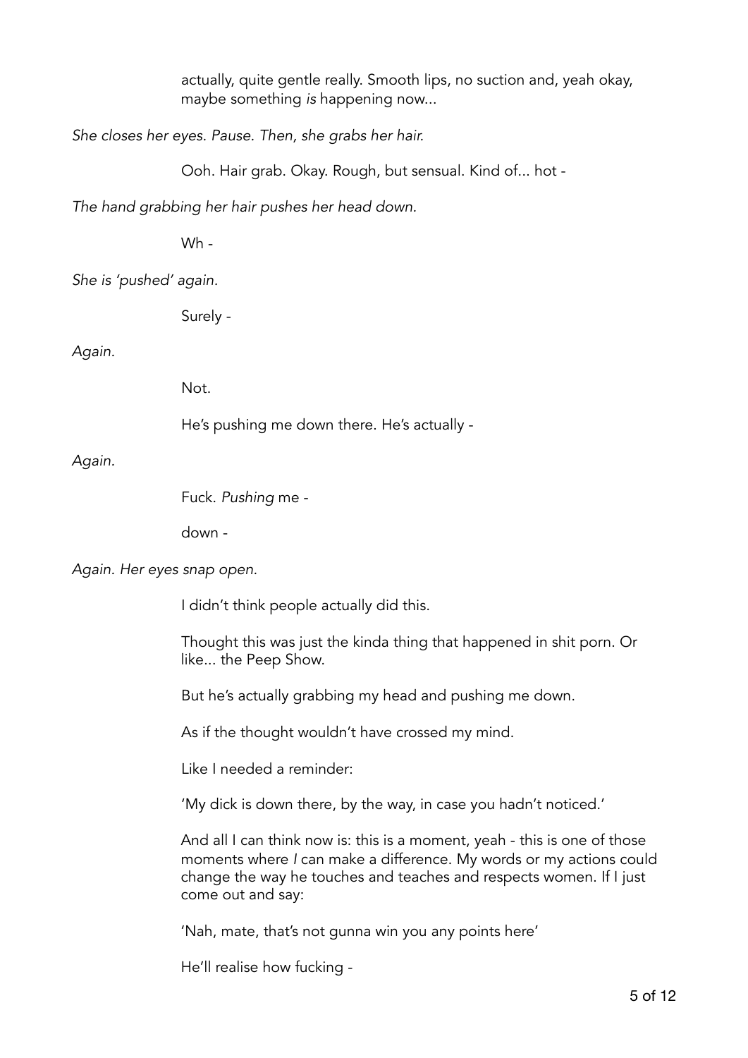actually, quite gentle really. Smooth lips, no suction and, yeah okay, maybe something *is* happening now...

*She closes her eyes. Pause. Then, she grabs her hair.*

Ooh. Hair grab. Okay. Rough, but sensual. Kind of... hot -

*The hand grabbing her hair pushes her head down.*

Wh -

*She is 'pushed' again.*

Surely -

*Again.*

Not.

He's pushing me down there. He's actually -

*Again.*

Fuck. *Pushing* me -

down -

*Again. Her eyes snap open.*

I didn't think people actually did this.

Thought this was just the kinda thing that happened in shit porn. Or like... the Peep Show.

But he's actually grabbing my head and pushing me down.

As if the thought wouldn't have crossed my mind.

Like I needed a reminder:

'My dick is down there, by the way, in case you hadn't noticed.'

And all I can think now is: this is a moment, yeah - this is one of those moments where *I* can make a difference. My words or my actions could change the way he touches and teaches and respects women. If I just come out and say:

'Nah, mate, that's not gunna win you any points here'

He'll realise how fucking -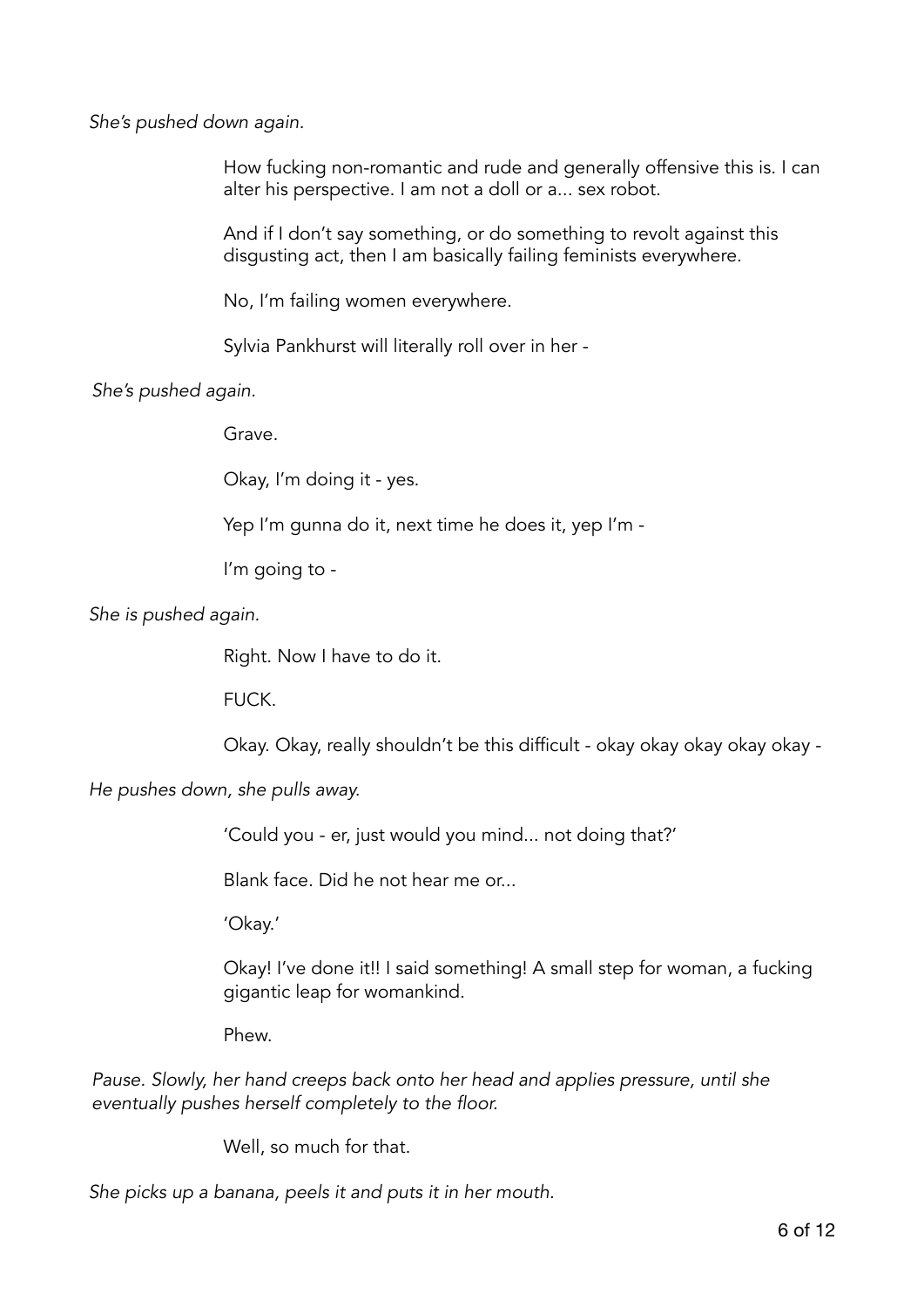*She's pushed down again.*

How fucking non-romantic and rude and generally offensive this is. I can alter his perspective. I am not a doll or a... sex robot.

And if I don't say something, or do something to revolt against this disgusting act, then I am basically failing feminists everywhere.

No, I'm failing women everywhere.

Sylvia Pankhurst will literally roll over in her -

*She's pushed again.*

Grave.

Okay, I'm doing it - yes.

Yep I'm gunna do it, next time he does it, yep I'm -

I'm going to -

*She is pushed again.*

Right. Now I have to do it.

FUCK.

Okay. Okay, really shouldn't be this difficult - okay okay okay okay okay -

*He pushes down, she pulls away.*

'Could you - er, just would you mind... not doing that?'

Blank face. Did he not hear me or...

'Okay.'

Okay! I've done it!! I said something! A small step for woman, a fucking gigantic leap for womankind.

Phew.

*Pause. Slowly, her hand creeps back onto her head and applies pressure, until she eventually pushes herself completely to the floor.*

Well, so much for that.

*She picks up a banana, peels it and puts it in her mouth.*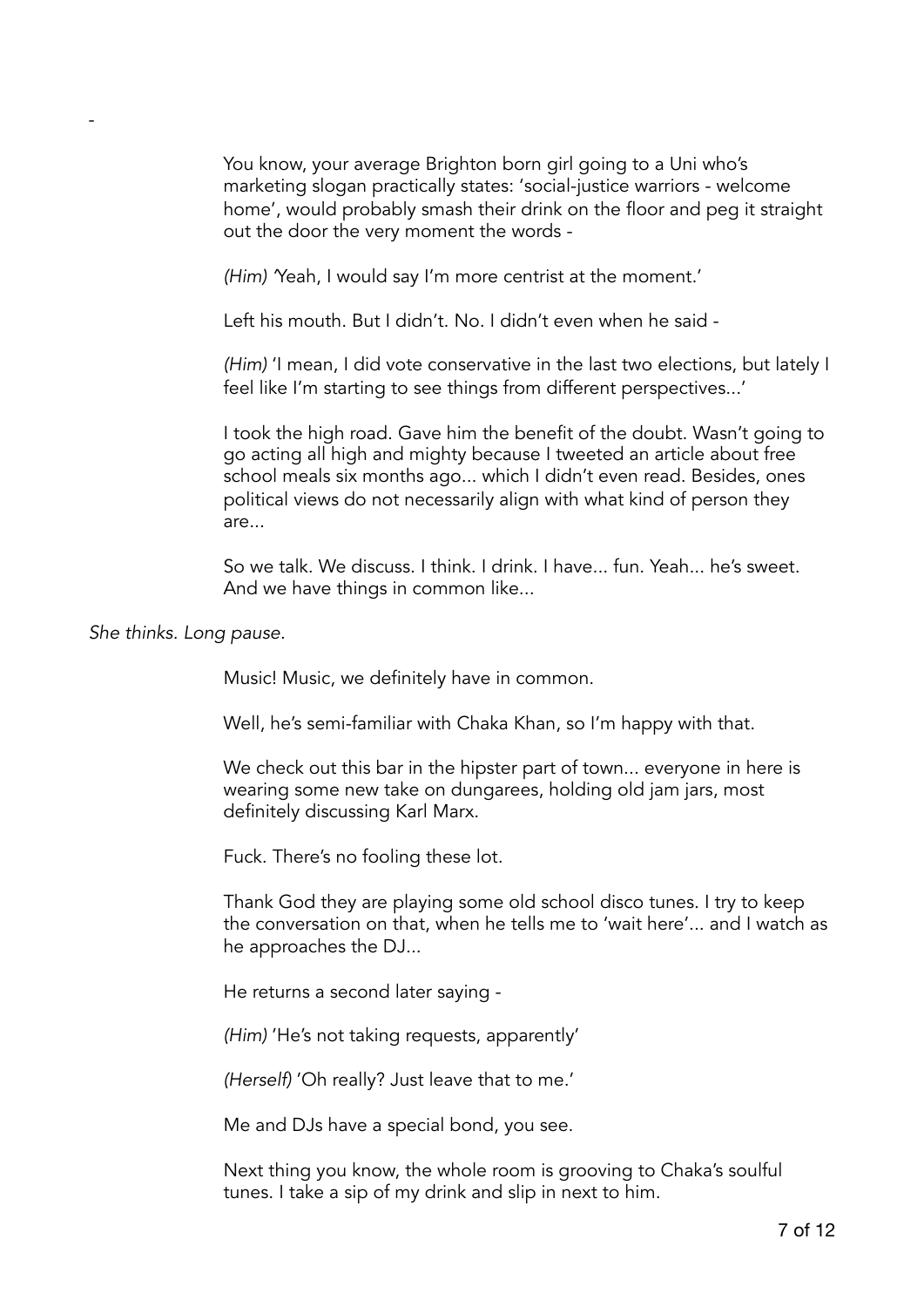-

You know, your average Brighton born girl going to a Uni who's marketing slogan practically states: 'social-justice warriors - welcome home', would probably smash their drink on the floor and peg it straight out the door the very moment the words -

*(Him)* 'Yeah, I would say I'm more centrist at the moment.'

Left his mouth. But I didn't. No. I didn't even when he said -

*(Him)* 'I mean, I did vote conservative in the last two elections, but lately I feel like I'm starting to see things from different perspectives...'

I took the high road. Gave him the benefit of the doubt. Wasn't going to go acting all high and mighty because I tweeted an article about free school meals six months ago... which I didn't even read. Besides, ones political views do not necessarily align with what kind of person they are...

So we talk. We discuss. I think. I drink. I have... fun. Yeah... he's sweet. And we have things in common like...

*She thinks. Long pause.*

Music! Music, we definitely have in common.

Well, he's semi-familiar with Chaka Khan, so I'm happy with that.

We check out this bar in the hipster part of town... everyone in here is wearing some new take on dungarees, holding old jam jars, most definitely discussing Karl Marx.

Fuck. There's no fooling these lot.

Thank God they are playing some old school disco tunes. I try to keep the conversation on that, when he tells me to 'wait here'... and I watch as he approaches the DJ...

He returns a second later saying -

*(Him)* 'He's not taking requests, apparently'

*(Herself)* 'Oh really? Just leave that to me.'

Me and DJs have a special bond, you see.

Next thing you know, the whole room is grooving to Chaka's soulful tunes. I take a sip of my drink and slip in next to him.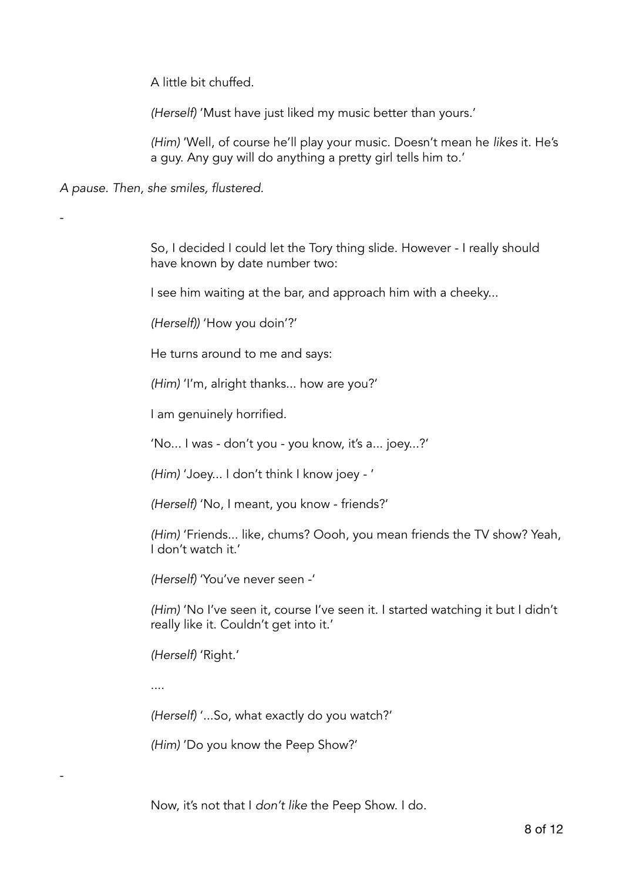A little bit chuffed.

*(Herself)* 'Must have just liked my music better than yours.'

*(Him)* 'Well, of course he'll play your music. Doesn't mean he *likes* it. He's a guy. Any guy will do anything a pretty girl tells him to.'

*A pause. Then, she smiles, flustered.*

-

So, I decided I could let the Tory thing slide. However - I really should have known by date number two:

I see him waiting at the bar, and approach him with a cheeky...

*(Herself))* 'How you doin'?'

He turns around to me and says:

*(Him)* 'I'm, alright thanks... how are you?'

I am genuinely horrified.

'No... I was - don't you - you know, it's a... joey...?'

*(Him)* 'Joey... I don't think I know joey - '

*(Herself)* 'No, I meant, you know - friends?'

*(Him)* 'Friends... like, chums? Oooh, you mean friends the TV show? Yeah, I don't watch it.'

*(Herself)* 'You've never seen -'

*(Him)* 'No I've seen it, course I've seen it. I started watching it but I didn't really like it. Couldn't get into it.'

*(Herself)* 'Right.'

....

*(Herself)* '...So, what exactly do you watch?'

*(Him)* 'Do you know the Peep Show?'

-

Now, it's not that I *don't like* the Peep Show. I do.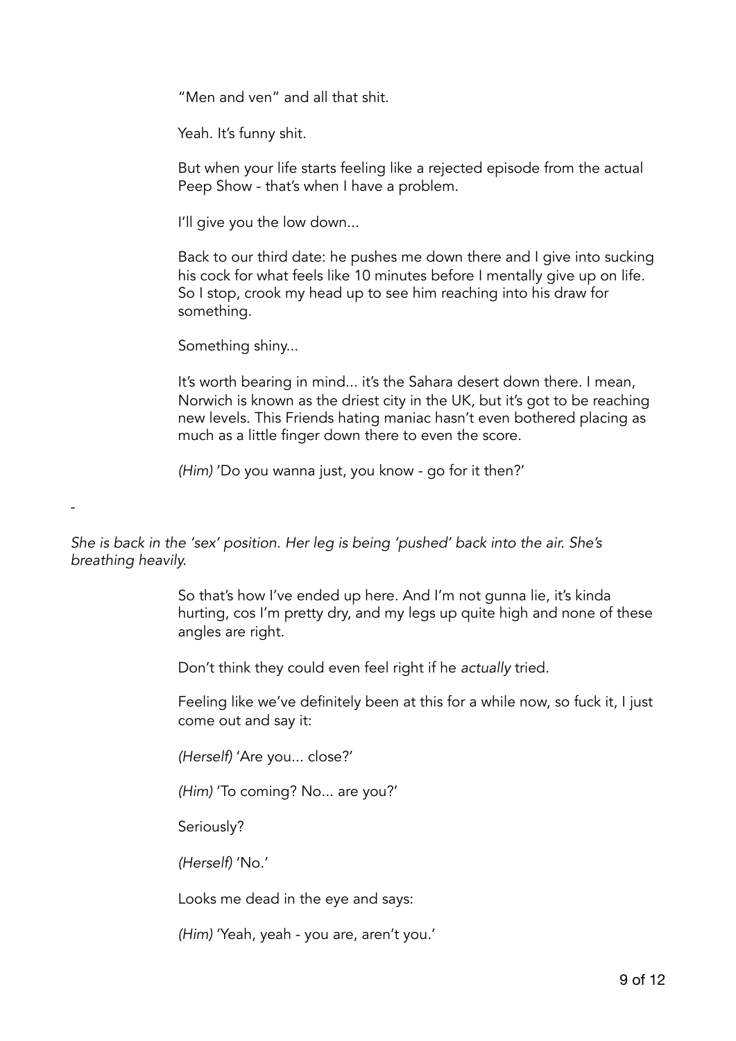"Men and ven" and all that shit.

Yeah. It's funny shit.

But when your life starts feeling like a rejected episode from the actual Peep Show - that's when I have a problem.

I'll give you the low down...

Back to our third date: he pushes me down there and I give into sucking his cock for what feels like 10 minutes before I mentally give up on life. So I stop, crook my head up to see him reaching into his draw for something.

Something shiny...

It's worth bearing in mind... it's the Sahara desert down there. I mean, Norwich is known as the driest city in the UK, but it's got to be reaching new levels. This Friends hating maniac hasn't even bothered placing as much as a little finger down there to even the score.

*(Him)* 'Do you wanna just, you know - go for it then?'

-

*She is back in the 'sex' position. Her leg is being 'pushed' back into the air. She's breathing heavily.*

So that's how I've ended up here. And I'm not gunna lie, it's kinda hurting, cos I'm pretty dry, and my legs up quite high and none of these angles are right.

Don't think they could even feel right if he *actually* tried.

Feeling like we've definitely been at this for a while now, so fuck it, I just come out and say it:

*(Herself)* 'Are you... close?'

*(Him)* 'To coming? No... are you?'

Seriously?

*(Herself)* 'No.'

Looks me dead in the eye and says:

*(Him)* 'Yeah, yeah - you are, aren't you.'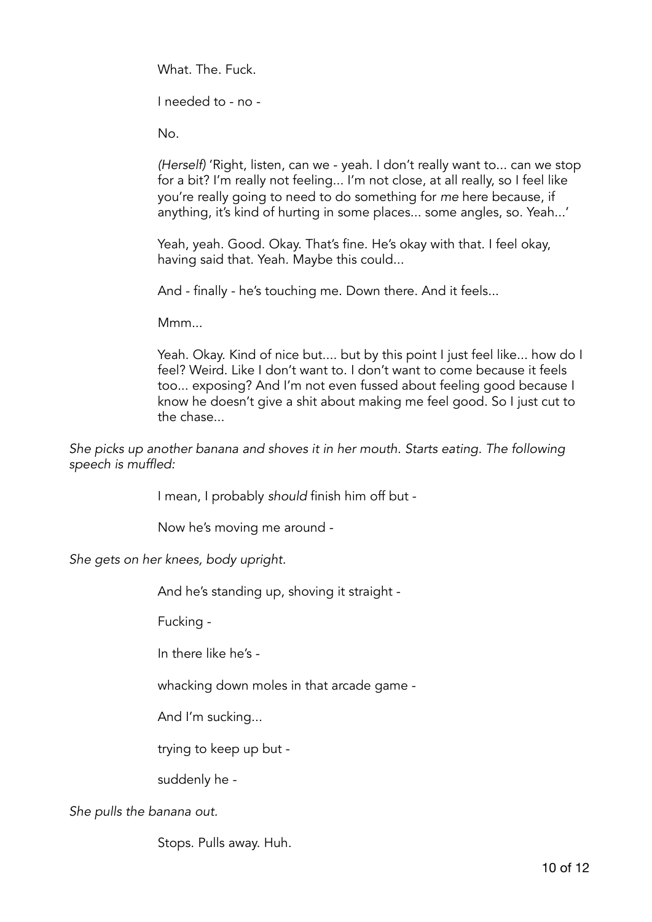What. The. Fuck.

I needed to - no -

No.

*(Herself)* 'Right, listen, can we - yeah. I don't really want to... can we stop for a bit? I'm really not feeling... I'm not close, at all really, so I feel like you're really going to need to do something for *me* here because, if anything, it's kind of hurting in some places... some angles, so. Yeah...'

Yeah, yeah. Good. Okay. That's fine. He's okay with that. I feel okay, having said that. Yeah. Maybe this could...

And - finally - he's touching me. Down there. And it feels...

Mmm...

Yeah. Okay. Kind of nice but.... but by this point I just feel like... how do I feel? Weird. Like I don't want to. I don't want to come because it feels too... exposing? And I'm not even fussed about feeling good because I know he doesn't give a shit about making me feel good. So I just cut to the chase...

*She picks up another banana and shoves it in her mouth. Starts eating. The following speech is muffled:*

I mean, I probably *should* finish him off but -

Now he's moving me around -

*She gets on her knees, body upright.*

And he's standing up, shoving it straight -

Fucking -

In there like he's -

whacking down moles in that arcade game -

And I'm sucking...

trying to keep up but -

suddenly he -

*She pulls the banana out.*

Stops. Pulls away. Huh.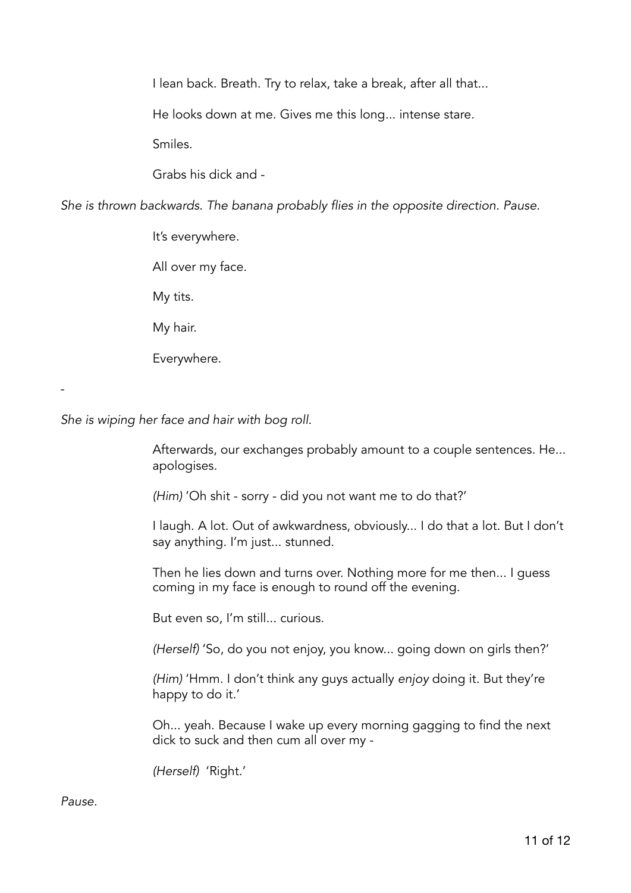I lean back. Breath. Try to relax, take a break, after all that...

He looks down at me. Gives me this long... intense stare.

Smiles.

Grabs his dick and -

*She is thrown backwards. The banana probably flies in the opposite direction. Pause.*

It's everywhere.

All over my face.

My tits.

My hair.

Everywhere.

-

*She is wiping her face and hair with bog roll.*

Afterwards, our exchanges probably amount to a couple sentences. He... apologises.

*(Him)* 'Oh shit - sorry - did you not want me to do that?'

I laugh. A lot. Out of awkwardness, obviously... I do that a lot. But I don't say anything. I'm just... stunned.

Then he lies down and turns over. Nothing more for me then... I guess coming in my face is enough to round off the evening.

But even so, I'm still... curious.

*(Herself)* 'So, do you not enjoy, you know... going down on girls then?'

*(Him)* 'Hmm. I don't think any guys actually *enjoy* doing it. But they're happy to do it.'

Oh... yeah. Because I wake up every morning gagging to find the next dick to suck and then cum all over my -

*(Herself)* 'Right.'

*Pause.*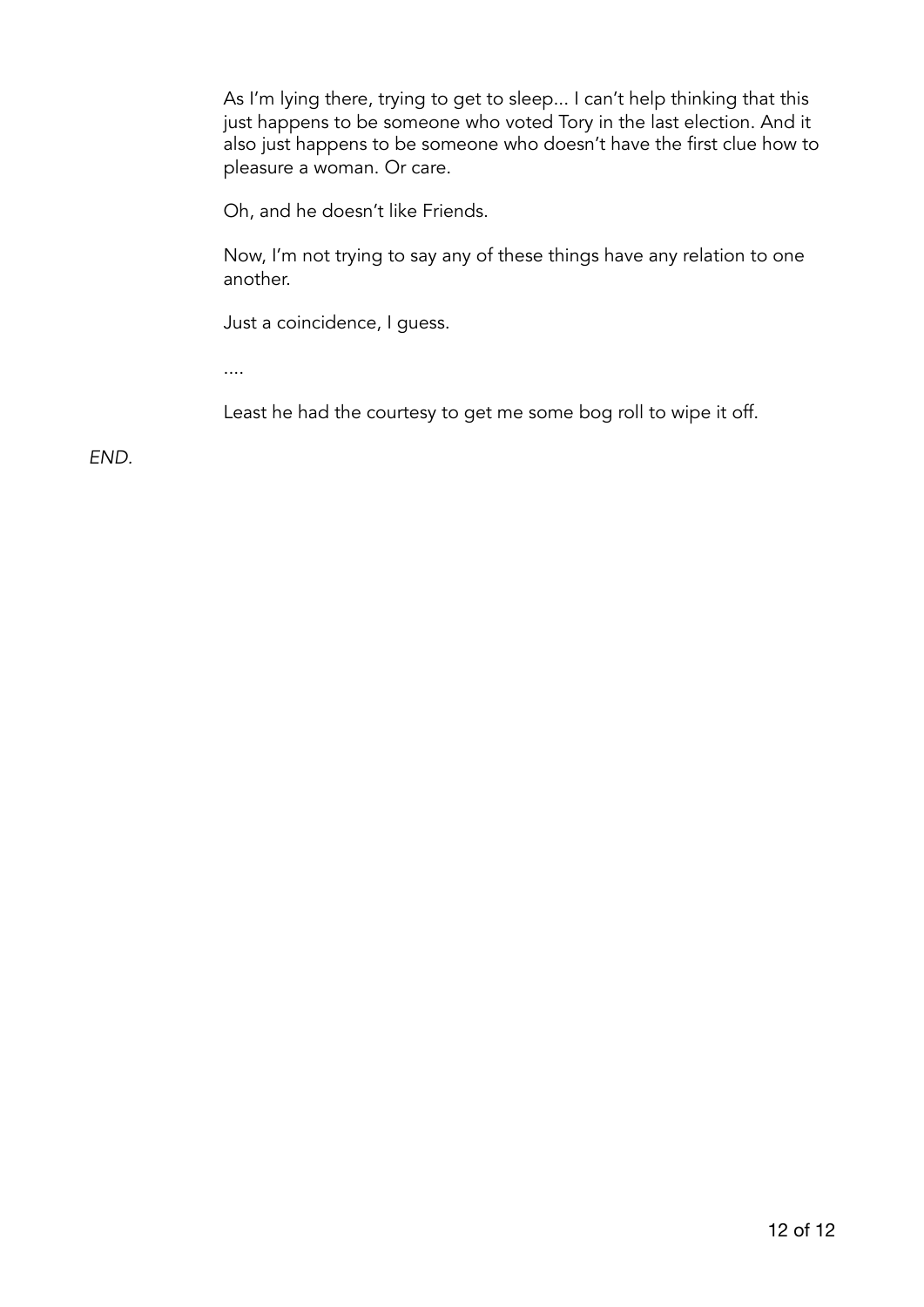As I'm lying there, trying to get to sleep... I can't help thinking that this just happens to be someone who voted Tory in the last election. And it also just happens to be someone who doesn't have the first clue how to pleasure a woman. Or care.

Oh, and he doesn't like Friends.

Now, I'm not trying to say any of these things have any relation to one another.

Just a coincidence, I guess.

....

Least he had the courtesy to get me some bog roll to wipe it off.

*END.*